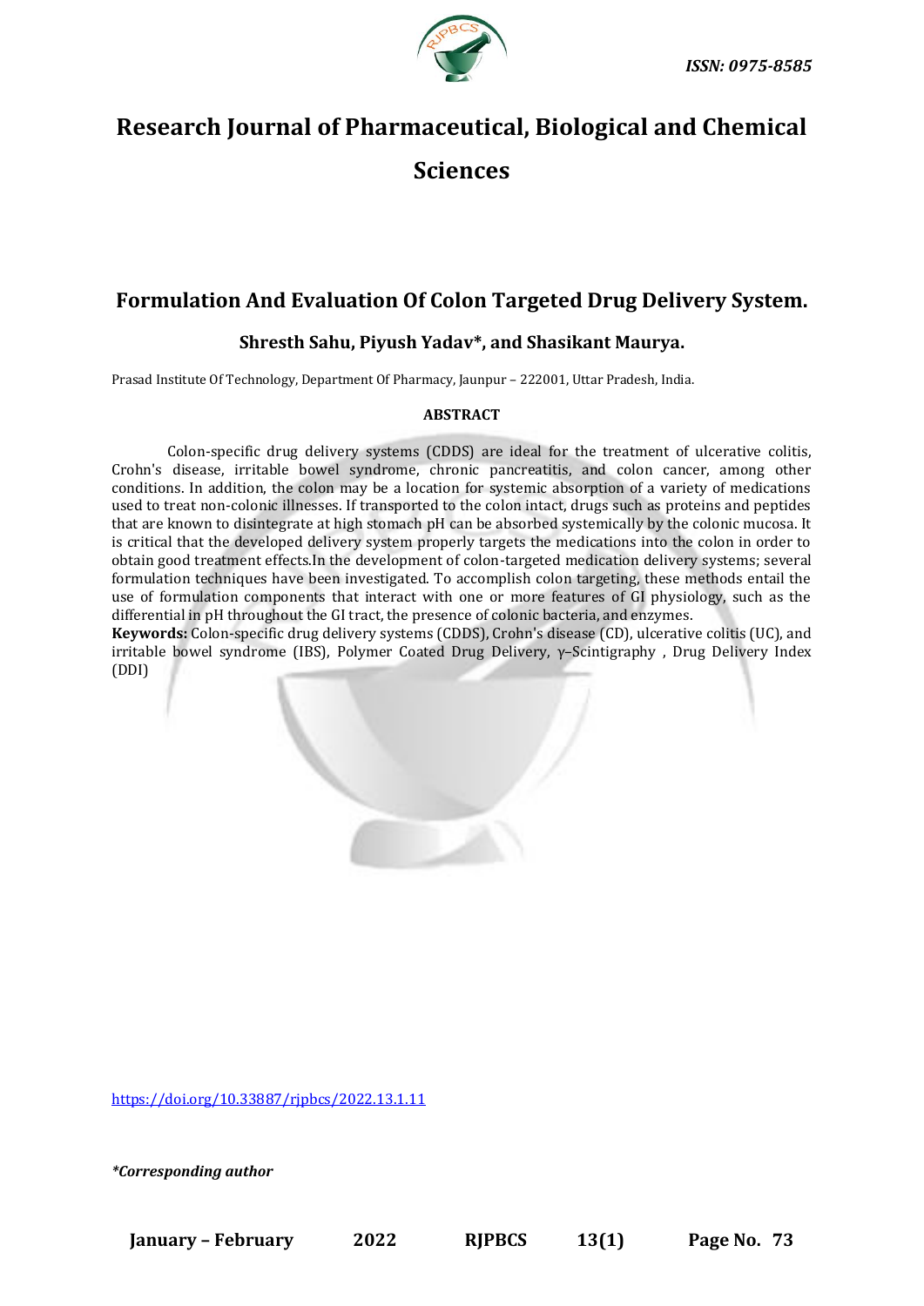ISSN: 0975-8585

# Research Journal of Pharmaceutical, Biological and Chemical Sciences

## Formulation And Evaluation Of Colon Targeted Drug Delivery System.

### Shresth Sahu, Piyush Yadav*, and Shasikant Maurya.

Prasad Institute Of Technology, Department Of Pharmacy, Jaunpur – 222001, Uttar Pradesh, India.

**ABSTRACT**

Colon-specific drug delivery systems (CDDS) are ideal for the treatment of ulcerative colitis, Crohn's disease, irritable bowel syndrome, chronic pancreatitis, and colon cancer, among other conditions. In addition, the colon may be a location for systemic absorption of a variety of medications used to treat non-colonic illnesses. If transported to the colon intact, drugs such as proteins and peptides that are known to disintegrate at high stomach pH can be absorbed systemically by the colonic mucosa. It is critical that the developed delivery system properly targets the medications into the colon in order to obtain good treatment effects.In the development of colon-targeted medication delivery systems; several formulation techniques have been investigated. To accomplish colon targeting, these methods entail the use of formulation components that interact with one or more features of GI physiology, such as the differential in pH throughout the GI tract, the presence of colonic bacteria, and enzymes.

**Keywords:** Colon-specific drug delivery systems (CDDS), Crohn's disease (CD), ulcerative colitis (UC), and irritable bowel syndrome (IBS), Polymer Coated Drug Delivery, γ–Scintigraphy , Drug Delivery Index (DDI)

https://doi.org/10.33887/rjpbcs/2022.13.1.11

*Corresponding author*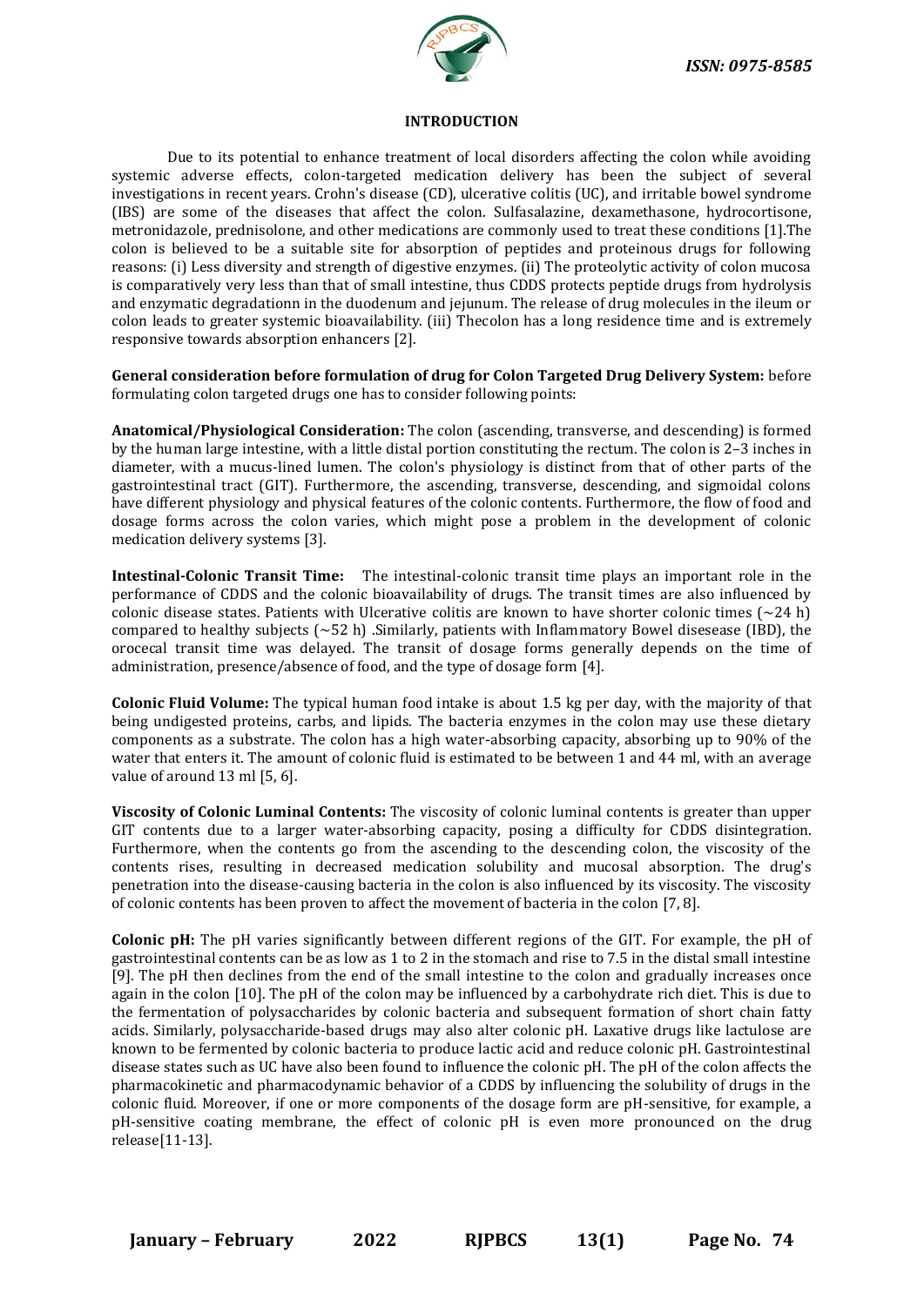## INTRODUCTION

Due to its potential to enhance treatment of local disorders affecting the colon while avoiding systemic adverse effects, colon-targeted medication delivery has been the subject of several investigations in recent years. Crohn's disease (CD), ulcerative colitis (UC), and irritable bowel syndrome (IBS) are some of the diseases that affect the colon. Sulfasalazine, dexamethasone, hydrocortisone, metronidazole, prednisolone, and other medications are commonly used to treat these conditions [1].The colon is believed to be a suitable site for absorption of peptides and proteinous drugs for following reasons: (i) Less diversity and strength of digestive enzymes. (ii) The proteolytic activity of colon mucosa is comparatively very less than that of small intestine, thus CDDS protects peptide drugs from hydrolysis and enzymatic degradationn in the duodenum and jejunum. The release of drug molecules in the ileum or colon leads to greater systemic bioavailability. (iii) Thecolon has a long residence time and is extremely responsive towards absorption enhancers [2].

**General consideration before formulation of drug for Colon Targeted Drug Delivery System:** before formulating colon targeted drugs one has to consider following points:

**Anatomical/Physiological Consideration:** The colon (ascending, transverse, and descending) is formed by the human large intestine, with a little distal portion constituting the rectum. The colon is 2–3 inches in diameter, with a mucus-lined lumen. The colon's physiology is distinct from that of other parts of the gastrointestinal tract (GIT). Furthermore, the ascending, transverse, descending, and sigmoidal colons have different physiology and physical features of the colonic contents. Furthermore, the flow of food and dosage forms across the colon varies, which might pose a problem in the development of colonic medication delivery systems [3].

**Intestinal-Colonic Transit Time:** The intestinal-colonic transit time plays an important role in the performance of CDDS and the colonic bioavailability of drugs. The transit times are also influenced by colonic disease states. Patients with Ulcerative colitis are known to have shorter colonic times (~24 h) compared to healthy subjects (~52 h) .Similarly, patients with Inflammatory Bowel disesease (IBD), the orocecal transit time was delayed. The transit of dosage forms generally depends on the time of administration, presence/absence of food, and the type of dosage form [4].

**Colonic Fluid Volume:** The typical human food intake is about 1.5 kg per day, with the majority of that being undigested proteins, carbs, and lipids. The bacteria enzymes in the colon may use these dietary components as a substrate. The colon has a high water-absorbing capacity, absorbing up to 90% of the water that enters it. The amount of colonic fluid is estimated to be between 1 and 44 ml, with an average value of around 13 ml [5, 6].

**Viscosity of Colonic Luminal Contents:** The viscosity of colonic luminal contents is greater than upper GIT contents due to a larger water-absorbing capacity, posing a difficulty for CDDS disintegration. Furthermore, when the contents go from the ascending to the descending colon, the viscosity of the contents rises, resulting in decreased medication solubility and mucosal absorption. The drug's penetration into the disease-causing bacteria in the colon is also influenced by its viscosity. The viscosity of colonic contents has been proven to affect the movement of bacteria in the colon [7, 8].

**Colonic pH:** The pH varies significantly between different regions of the GIT. For example, the pH of gastrointestinal contents can be as low as 1 to 2 in the stomach and rise to 7.5 in the distal small intestine [9]. The pH then declines from the end of the small intestine to the colon and gradually increases once again in the colon [10]. The pH of the colon may be influenced by a carbohydrate rich diet. This is due to the fermentation of polysaccharides by colonic bacteria and subsequent formation of short chain fatty acids. Similarly, polysaccharide-based drugs may also alter colonic pH. Laxative drugs like lactulose are known to be fermented by colonic bacteria to produce lactic acid and reduce colonic pH. Gastrointestinal disease states such as UC have also been found to influence the colonic pH. The pH of the colon affects the pharmacokinetic and pharmacodynamic behavior of a CDDS by influencing the solubility of drugs in the colonic fluid. Moreover, if one or more components of the dosage form are pH-sensitive, for example, a pH-sensitive coating membrane, the effect of colonic pH is even more pronounced on the drug release[11-13].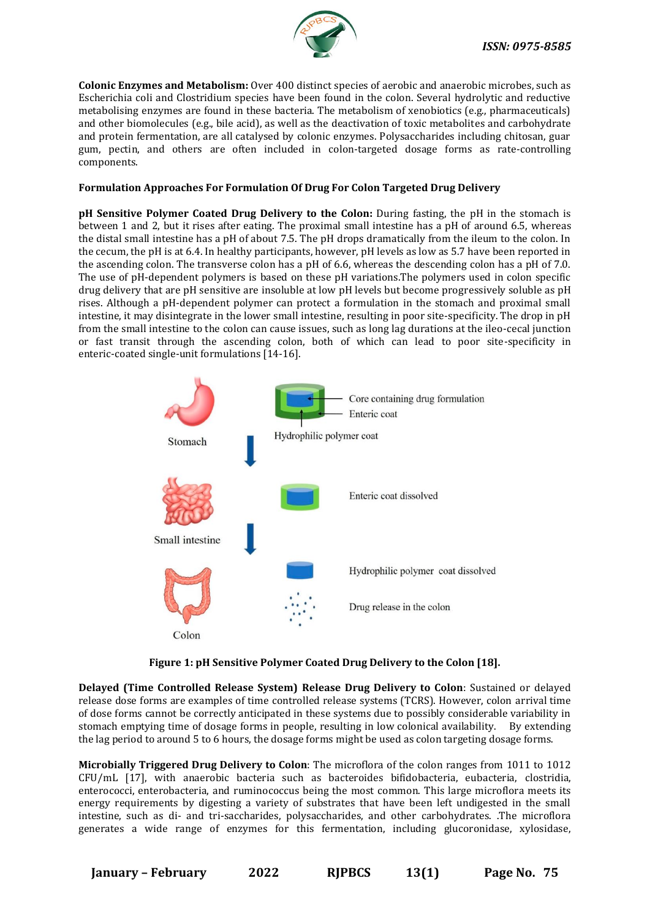**Colonic Enzymes and Metabolism:** Over 400 distinct species of aerobic and anaerobic microbes, such as Escherichia coli and Clostridium species have been found in the colon. Several hydrolytic and reductive metabolising enzymes are found in these bacteria. The metabolism of xenobiotics (e.g., pharmaceuticals) and other biomolecules (e.g., bile acid), as well as the deactivation of toxic metabolites and carbohydrate and protein fermentation, are all catalysed by colonic enzymes. Polysaccharides including chitosan, guar gum, pectin, and others are often included in colon-targeted dosage forms as rate-controlling components.

**Formulation Approaches For Formulation Of Drug For Colon Targeted Drug Delivery**

**pH Sensitive Polymer Coated Drug Delivery to the Colon:** During fasting, the pH in the stomach is between 1 and 2, but it rises after eating. The proximal small intestine has a pH of around 6.5, whereas the distal small intestine has a pH of about 7.5. The pH drops dramatically from the ileum to the colon. In the cecum, the pH is at 6.4. In healthy participants, however, pH levels as low as 5.7 have been reported in the ascending colon. The transverse colon has a pH of 6.6, whereas the descending colon has a pH of 7.0. The use of pH-dependent polymers is based on these pH variations.The polymers used in colon specific drug delivery that are pH sensitive are insoluble at low pH levels but become progressively soluble as pH rises. Although a pH-dependent polymer can protect a formulation in the stomach and proximal small intestine, it may disintegrate in the lower small intestine, resulting in poor site-specificity. The drop in pH from the small intestine to the colon can cause issues, such as long lag durations at the ileo-cecal junction or fast transit through the ascending colon, both of which can lead to poor site-specificity in enteric-coated single-unit formulations [14-16].

**Figure 1: pH Sensitive Polymer Coated Drug Delivery to the Colon [18].**

**Delayed (Time Controlled Release System) Release Drug Delivery to Colon**: Sustained or delayed release dose forms are examples of time controlled release systems (TCRS). However, colon arrival time of dose forms cannot be correctly anticipated in these systems due to possibly considerable variability in stomach emptying time of dosage forms in people, resulting in low colonical availability. By extending the lag period to around 5 to 6 hours, the dosage forms might be used as colon targeting dosage forms.

**Microbially Triggered Drug Delivery to Colon**: The microflora of the colon ranges from 1011 to 1012 CFU/mL [17], with anaerobic bacteria such as bacteroides bifidobacteria, eubacteria, clostridia, enterococci, enterobacteria, and ruminococcus being the most common. This large microflora meets its energy requirements by digesting a variety of substrates that have been left undigested in the small intestine, such as di- and tri-saccharides, polysaccharides, and other carbohydrates. .The microflora generates a wide range of enzymes for this fermentation, including glucoronidase, xylosidase,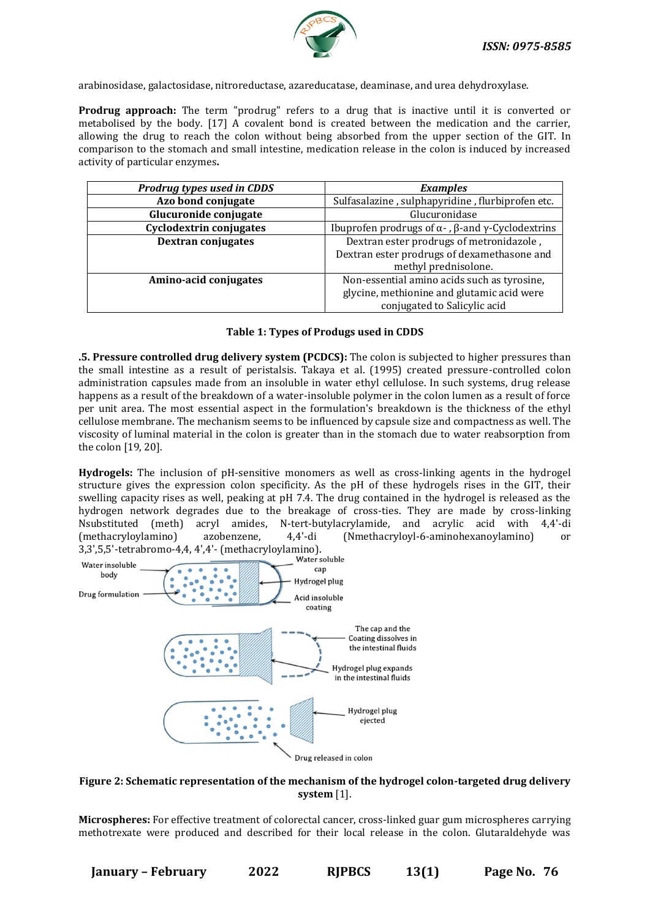arabinosidase, galactosidase, nitroreductase, azareducatase, deaminase, and urea dehydroxylase.

**Prodrug approach:** The term "prodrug" refers to a drug that is inactive until it is converted or metabolised by the body. [17] A covalent bond is created between the medication and the carrier, allowing the drug to reach the colon without being absorbed from the upper section of the GIT. In comparison to the stomach and small intestine, medication release in the colon is induced by increased activity of particular enzymes**.**

| ***Prodrug types used in CDDS*** | ***Examples*** |
|---|---|
| **Azo bond conjugate** | Sulfasalazine , sulphapyridine , flurbiprofen etc. |
| **Glucuronide conjugate** | Glucuronidase |
| **Cyclodextrin conjugates** | Ibuprofen prodrugs of α- , β-and γ-Cyclodextrins |
| **Dextran conjugates** | Dextran ester prodrugs of metronidazole , Dextran ester prodrugs of dexamethasone and methyl prednisolone. |
| **Amino-acid conjugates** | Non-essential amino acids such as tyrosine, glycine, methionine and glutamic acid were conjugated to Salicylic acid |

**Table 1: Types of Produgs used in CDDS**

**.5. Pressure controlled drug delivery system (PCDCS):** The colon is subjected to higher pressures than the small intestine as a result of peristalsis. Takaya et al. (1995) created pressure-controlled colon administration capsules made from an insoluble in water ethyl cellulose. In such systems, drug release happens as a result of the breakdown of a water-insoluble polymer in the colon lumen as a result of force per unit area. The most essential aspect in the formulation's breakdown is the thickness of the ethyl cellulose membrane. The mechanism seems to be influenced by capsule size and compactness as well. The viscosity of luminal material in the colon is greater than in the stomach due to water reabsorption from the colon [19, 20].

**Hydrogels:** The inclusion of pH-sensitive monomers as well as cross-linking agents in the hydrogel structure gives the expression colon specificity. As the pH of these hydrogels rises in the GIT, their swelling capacity rises as well, peaking at pH 7.4. The drug contained in the hydrogel is released as the hydrogen network degrades due to the breakage of cross-ties. They are made by cross-linking Nsubstituted (meth) acryl amides, N-tert-butylacrylamide, and acrylic acid with 4,4'-di (methacryloylamino) azobenzene, 4,4'-di (Nmethacryloyl-6-aminohexanoylamino) or 3,3',5,5'-tetrabromo-4,4, 4',4'- (methacryloylamino).

**Figure 2: Schematic representation of the mechanism of the hydrogel colon-targeted drug delivery system** [1].

**Microspheres:** For effective treatment of colorectal cancer, cross-linked guar gum microspheres carrying methotrexate were produced and described for their local release in the colon. Glutaraldehyde was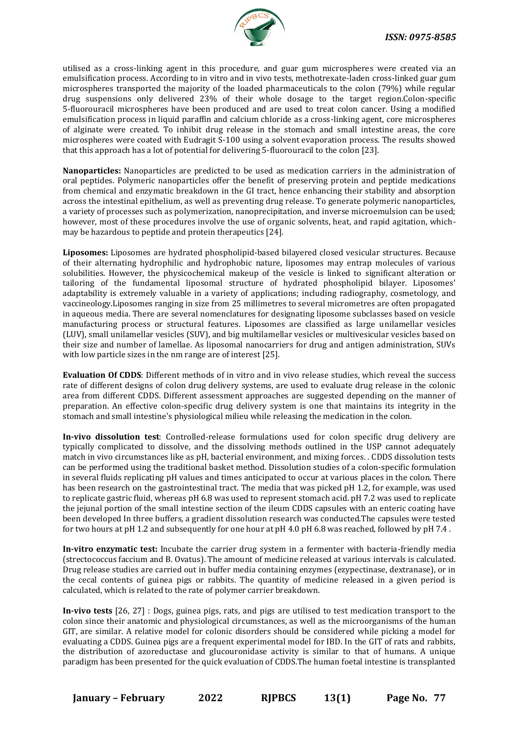utilised as a cross-linking agent in this procedure, and guar gum microspheres were created via an emulsification process. According to in vitro and in vivo tests, methotrexate-laden cross-linked guar gum microspheres transported the majority of the loaded pharmaceuticals to the colon (79%) while regular drug suspensions only delivered 23% of their whole dosage to the target region.Colon-specific 5-fluorouracil microspheres have been produced and are used to treat colon cancer. Using a modified emulsification process in liquid paraffin and calcium chloride as a cross-linking agent, core microspheres of alginate were created. To inhibit drug release in the stomach and small intestine areas, the core microspheres were coated with Eudragit S-100 using a solvent evaporation process. The results showed that this approach has a lot of potential for delivering 5-fluorouracil to the colon [23].

**Nanoparticles:** Nanoparticles are predicted to be used as medication carriers in the administration of oral peptides. Polymeric nanoparticles offer the benefit of preserving protein and peptide medications from chemical and enzymatic breakdown in the GI tract, hence enhancing their stability and absorption across the intestinal epithelium, as well as preventing drug release. To generate polymeric nanoparticles, a variety of processes such as polymerization, nanoprecipitation, and inverse microemulsion can be used; however, most of these procedures involve the use of organic solvents, heat, and rapid agitation, which-may be hazardous to peptide and protein therapeutics [24].

**Liposomes:** Liposomes are hydrated phospholipid-based bilayered closed vesicular structures. Because of their alternating hydrophilic and hydrophobic nature, liposomes may entrap molecules of various solubilities. However, the physicochemical makeup of the vesicle is linked to significant alteration or tailoring of the fundamental liposomal structure of hydrated phospholipid bilayer. Liposomes' adaptability is extremely valuable in a variety of applications; including radiography, cosmetology, and vaccineology.Liposomes ranging in size from 25 millimetres to several micrometres are often propagated in aqueous media. There are several nomenclatures for designating liposome subclasses based on vesicle manufacturing process or structural features. Liposomes are classified as large unilamellar vesicles (LUV), small unilamellar vesicles (SUV), and big multilamellar vesicles or multivesicular vesicles based on their size and number of lamellae. As liposomal nanocarriers for drug and antigen administration, SUVs with low particle sizes in the nm range are of interest [25].

**Evaluation Of CDDS**: Different methods of in vitro and in vivo release studies, which reveal the success rate of different designs of colon drug delivery systems, are used to evaluate drug release in the colonic area from different CDDS. Different assessment approaches are suggested depending on the manner of preparation. An effective colon-specific drug delivery system is one that maintains its integrity in the stomach and small intestine's physiological milieu while releasing the medication in the colon.

**In-vivo dissolution test**: Controlled-release formulations used for colon specific drug delivery are typically complicated to dissolve, and the dissolving methods outlined in the USP cannot adequately match in vivo circumstances like as pH, bacterial environment, and mixing forces. . CDDS dissolution tests can be performed using the traditional basket method. Dissolution studies of a colon-specific formulation in several fluids replicating pH values and times anticipated to occur at various places in the colon. There has been research on the gastrointestinal tract. The media that was picked pH 1.2, for example, was used to replicate gastric fluid, whereas pH 6.8 was used to represent stomach acid. pH 7.2 was used to replicate the jejunal portion of the small intestine section of the ileum CDDS capsules with an enteric coating have been developed In three buffers, a gradient dissolution research was conducted.The capsules were tested for two hours at pH 1.2 and subsequently for one hour at pH 4.0 pH 6.8 was reached, followed by pH 7.4 .

**In-vitro enzymatic test:** Incubate the carrier drug system in a fermenter with bacteria-friendly media (strectococcus faccium and B. Ovatus). The amount of medicine released at various intervals is calculated. Drug release studies are carried out in buffer media containing enzymes (ezypectinase, dextranase), or in the cecal contents of guinea pigs or rabbits. The quantity of medicine released in a given period is calculated, which is related to the rate of polymer carrier breakdown.

**In-vivo tests** [26, 27] : Dogs, guinea pigs, rats, and pigs are utilised to test medication transport to the colon since their anatomic and physiological circumstances, as well as the microorganisms of the human GIT, are similar. A relative model for colonic disorders should be considered while picking a model for evaluating a CDDS. Guinea pigs are a frequent experimental model for IBD. In the GIT of rats and rabbits, the distribution of azoreductase and glucouronidase activity is similar to that of humans. A unique paradigm has been presented for the quick evaluation of CDDS.The human foetal intestine is transplanted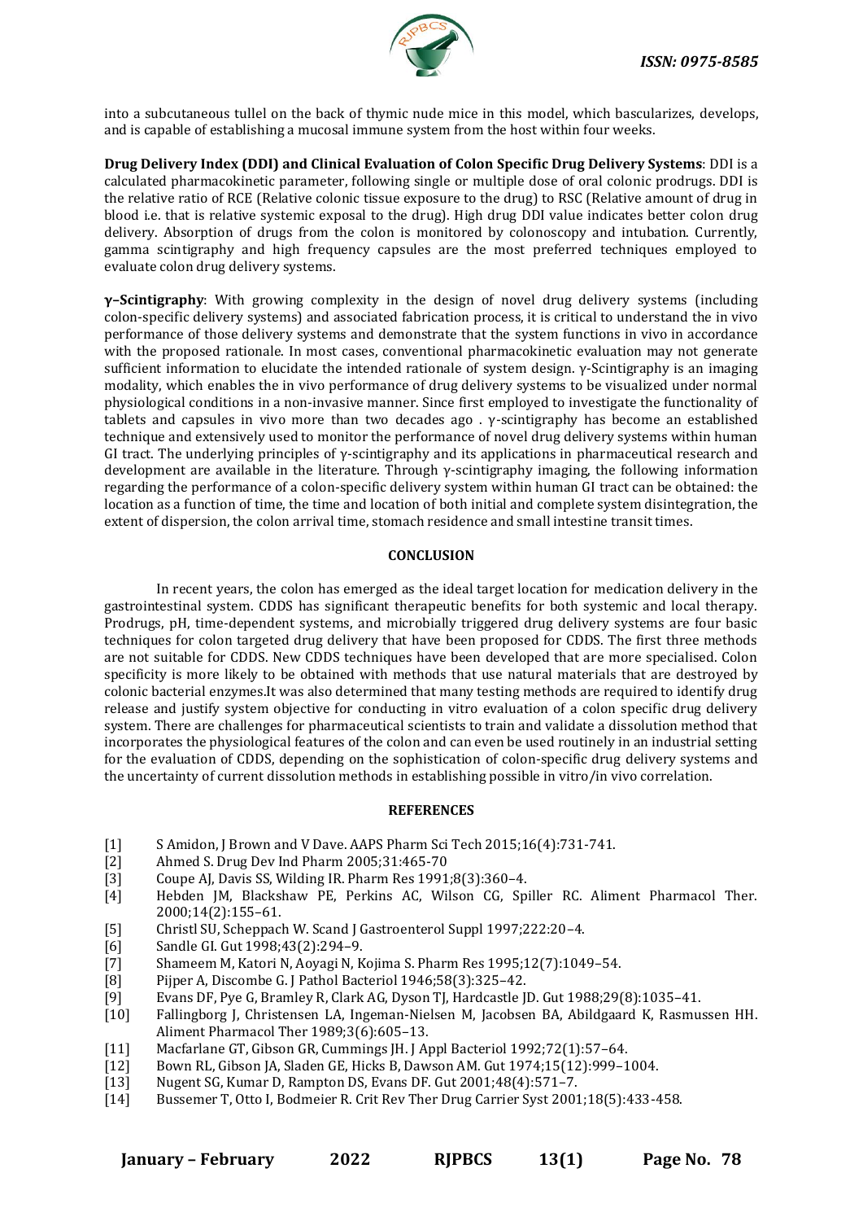into a subcutaneous tullel on the back of thymic nude mice in this model, which bascularizes, develops, and is capable of establishing a mucosal immune system from the host within four weeks.

**Drug Delivery Index (DDI) and Clinical Evaluation of Colon Specific Drug Delivery Systems**: DDI is a calculated pharmacokinetic parameter, following single or multiple dose of oral colonic prodrugs. DDI is the relative ratio of RCE (Relative colonic tissue exposure to the drug) to RSC (Relative amount of drug in blood i.e. that is relative systemic exposal to the drug). High drug DDI value indicates better colon drug delivery. Absorption of drugs from the colon is monitored by colonoscopy and intubation. Currently, gamma scintigraphy and high frequency capsules are the most preferred techniques employed to evaluate colon drug delivery systems.

**γ–Scintigraphy**: With growing complexity in the design of novel drug delivery systems (including colon-specific delivery systems) and associated fabrication process, it is critical to understand the in vivo performance of those delivery systems and demonstrate that the system functions in vivo in accordance with the proposed rationale. In most cases, conventional pharmacokinetic evaluation may not generate sufficient information to elucidate the intended rationale of system design. γ-Scintigraphy is an imaging modality, which enables the in vivo performance of drug delivery systems to be visualized under normal physiological conditions in a non-invasive manner. Since first employed to investigate the functionality of tablets and capsules in vivo more than two decades ago . γ-scintigraphy has become an established technique and extensively used to monitor the performance of novel drug delivery systems within human GI tract. The underlying principles of γ-scintigraphy and its applications in pharmaceutical research and development are available in the literature. Through γ-scintigraphy imaging, the following information regarding the performance of a colon-specific delivery system within human GI tract can be obtained: the location as a function of time, the time and location of both initial and complete system disintegration, the extent of dispersion, the colon arrival time, stomach residence and small intestine transit times.

## CONCLUSION

In recent years, the colon has emerged as the ideal target location for medication delivery in the gastrointestinal system. CDDS has significant therapeutic benefits for both systemic and local therapy. Prodrugs, pH, time-dependent systems, and microbially triggered drug delivery systems are four basic techniques for colon targeted drug delivery that have been proposed for CDDS. The first three methods are not suitable for CDDS. New CDDS techniques have been developed that are more specialised. Colon specificity is more likely to be obtained with methods that use natural materials that are destroyed by colonic bacterial enzymes.It was also determined that many testing methods are required to identify drug release and justify system objective for conducting in vitro evaluation of a colon specific drug delivery system. There are challenges for pharmaceutical scientists to train and validate a dissolution method that incorporates the physiological features of the colon and can even be used routinely in an industrial setting for the evaluation of CDDS, depending on the sophistication of colon-specific drug delivery systems and the uncertainty of current dissolution methods in establishing possible in vitro/in vivo correlation.

## REFERENCES

[1] S Amidon, J Brown and V Dave. AAPS Pharm Sci Tech 2015;16(4):731-741.
[2] Ahmed S. Drug Dev Ind Pharm 2005;31:465-70
[3] Coupe AJ, Davis SS, Wilding IR. Pharm Res 1991;8(3):360–4.
[4] Hebden JM, Blackshaw PE, Perkins AC, Wilson CG, Spiller RC. Aliment Pharmacol Ther. 2000;14(2):155–61.
[5] Christl SU, Scheppach W. Scand J Gastroenterol Suppl 1997;222:20–4.
[6] Sandle GI. Gut 1998;43(2):294–9.
[7] Shameem M, Katori N, Aoyagi N, Kojima S. Pharm Res 1995;12(7):1049–54.
[8] Pijper A, Discombe G. J Pathol Bacteriol 1946;58(3):325–42.
[9] Evans DF, Pye G, Bramley R, Clark AG, Dyson TJ, Hardcastle JD. Gut 1988;29(8):1035–41.
[10] Fallingborg J, Christensen LA, Ingeman-Nielsen M, Jacobsen BA, Abildgaard K, Rasmussen HH. Aliment Pharmacol Ther 1989;3(6):605–13.
[11] Macfarlane GT, Gibson GR, Cummings JH. J Appl Bacteriol 1992;72(1):57–64.
[12] Bown RL, Gibson JA, Sladen GE, Hicks B, Dawson AM. Gut 1974;15(12):999–1004.
[13] Nugent SG, Kumar D, Rampton DS, Evans DF. Gut 2001;48(4):571–7.
[14] Bussemer T, Otto I, Bodmeier R. Crit Rev Ther Drug Carrier Syst 2001;18(5):433-458.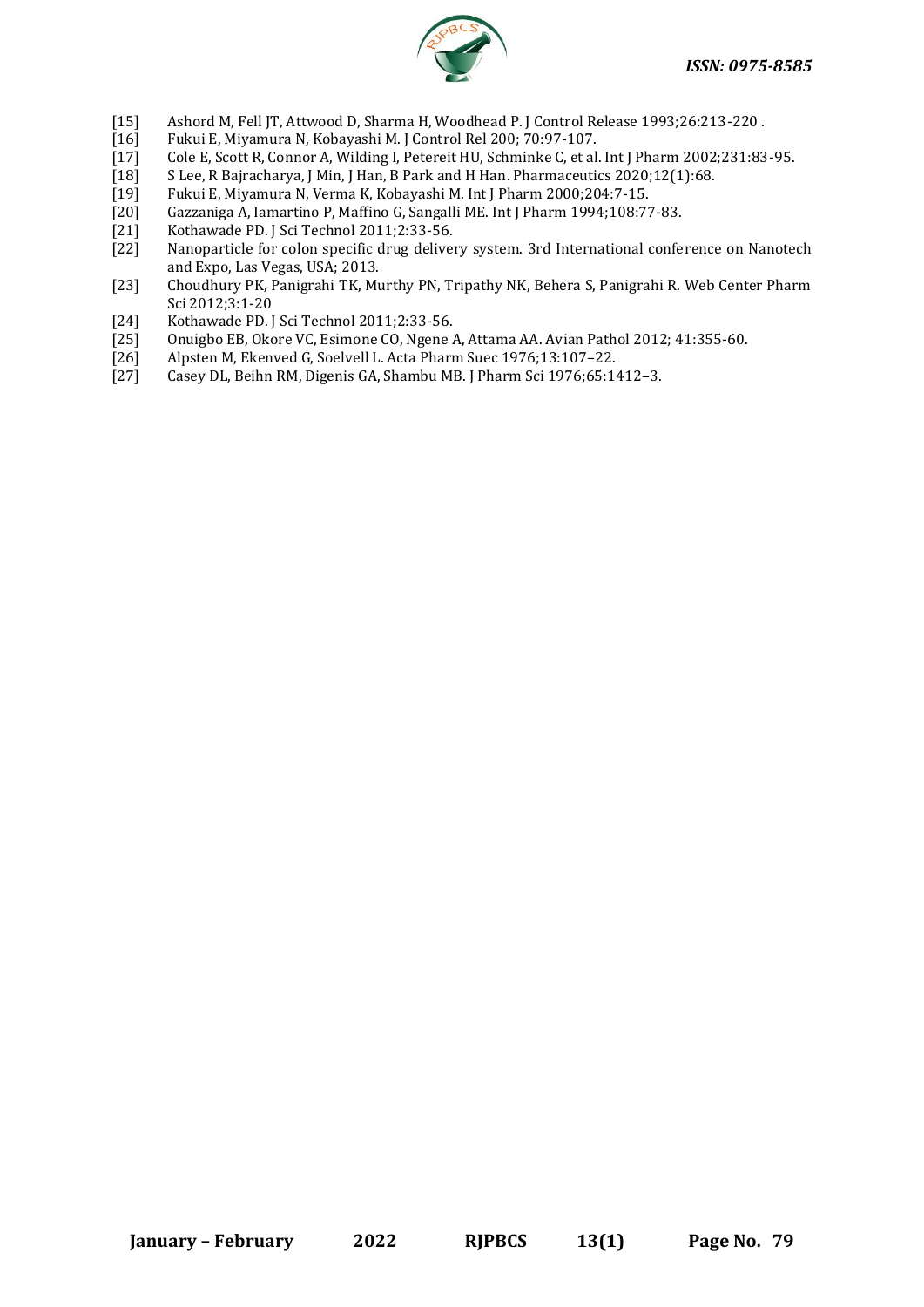[15] Ashord M, Fell JT, Attwood D, Sharma H, Woodhead P. J Control Release 1993;26:213-220 .
[16] Fukui E, Miyamura N, Kobayashi M. J Control Rel 200; 70:97-107.
[17] Cole E, Scott R, Connor A, Wilding I, Petereit HU, Schminke C, et al. Int J Pharm 2002;231:83-95.
[18] S Lee, R Bajracharya, J Min, J Han, B Park and H Han. Pharmaceutics 2020;12(1):68.
[19] Fukui E, Miyamura N, Verma K, Kobayashi M. Int J Pharm 2000;204:7-15.
[20] Gazzaniga A, Iamartino P, Maffino G, Sangalli ME. Int J Pharm 1994;108:77-83.
[21] Kothawade PD. J Sci Technol 2011;2:33-56.
[22] Nanoparticle for colon specific drug delivery system. 3rd International conference on Nanotech and Expo, Las Vegas, USA; 2013.
[23] Choudhury PK, Panigrahi TK, Murthy PN, Tripathy NK, Behera S, Panigrahi R. Web Center Pharm Sci 2012;3:1-20
[24] Kothawade PD. J Sci Technol 2011;2:33-56.
[25] Onuigbo EB, Okore VC, Esimone CO, Ngene A, Attama AA. Avian Pathol 2012; 41:355-60.
[26] Alpsten M, Ekenved G, Soelvell L. Acta Pharm Suec 1976;13:107–22.
[27] Casey DL, Beihn RM, Digenis GA, Shambu MB. J Pharm Sci 1976;65:1412–3.